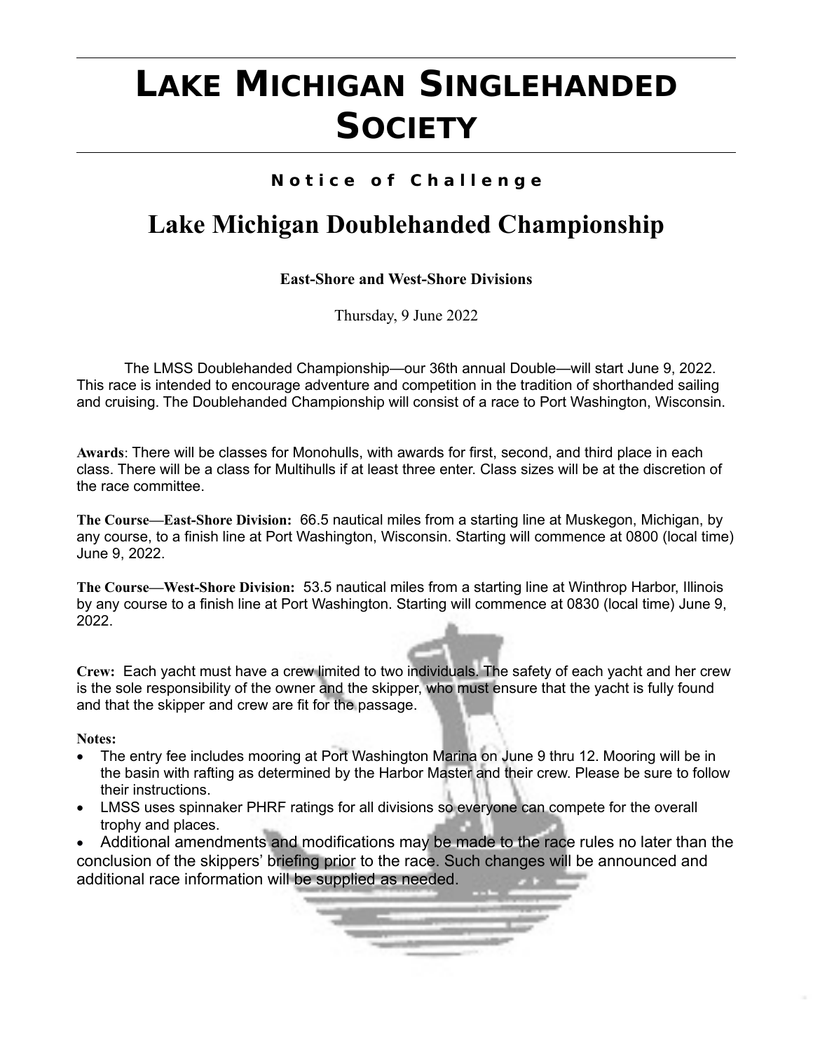# Lake Michigan Singlehanded Society

**Notice of Challenge**

## Lake Michigan Doublehanded Championship

**East-Shore and West-Shore Divisions**

Thursday, 9 June 2022

The LMSS Doublehanded Championship—our 36th annual Double—will start June 9, 2022. This race is intended to encourage adventure and competition in the tradition of shorthanded sailing and cruising. The Doublehanded Championship will consist of a race to Port Washington, Wisconsin.

**Awards**: There will be classes for Monohulls, with awards for first, second, and third place in each class. There will be a class for Multihulls if at least three enter. Class sizes will be at the discretion of the race committee.

**The Course—East-Shore Division:** 66.5 nautical miles from a starting line at Muskegon, Michigan, by any course, to a finish line at Port Washington, Wisconsin. Starting will commence at 0800 (local time) June 9, 2022.

**The Course—West-Shore Division:** 53.5 nautical miles from a starting line at Winthrop Harbor, Illinois by any course to a finish line at Port Washington. Starting will commence at 0830 (local time) June 9, 2022.

**Crew:** Each yacht must have a crew limited to two individuals. The safety of each yacht and her crew is the sole responsibility of the owner and the skipper, who must ensure that the yacht is fully found and that the skipper and crew are fit for the passage.

**Notes:**

- The entry fee includes mooring at Port Washington Marina on June 9 thru 12. Mooring will be in the basin with rafting as determined by the Harbor Master and their crew. Please be sure to follow their instructions.
- LMSS uses spinnaker PHRF ratings for all divisions so everyone can compete for the overall trophy and places.
- Additional amendments and modifications may be made to the race rules no later than the conclusion of the skippers' briefing prior to the race. Such changes will be announced and additional race information will be supplied as needed.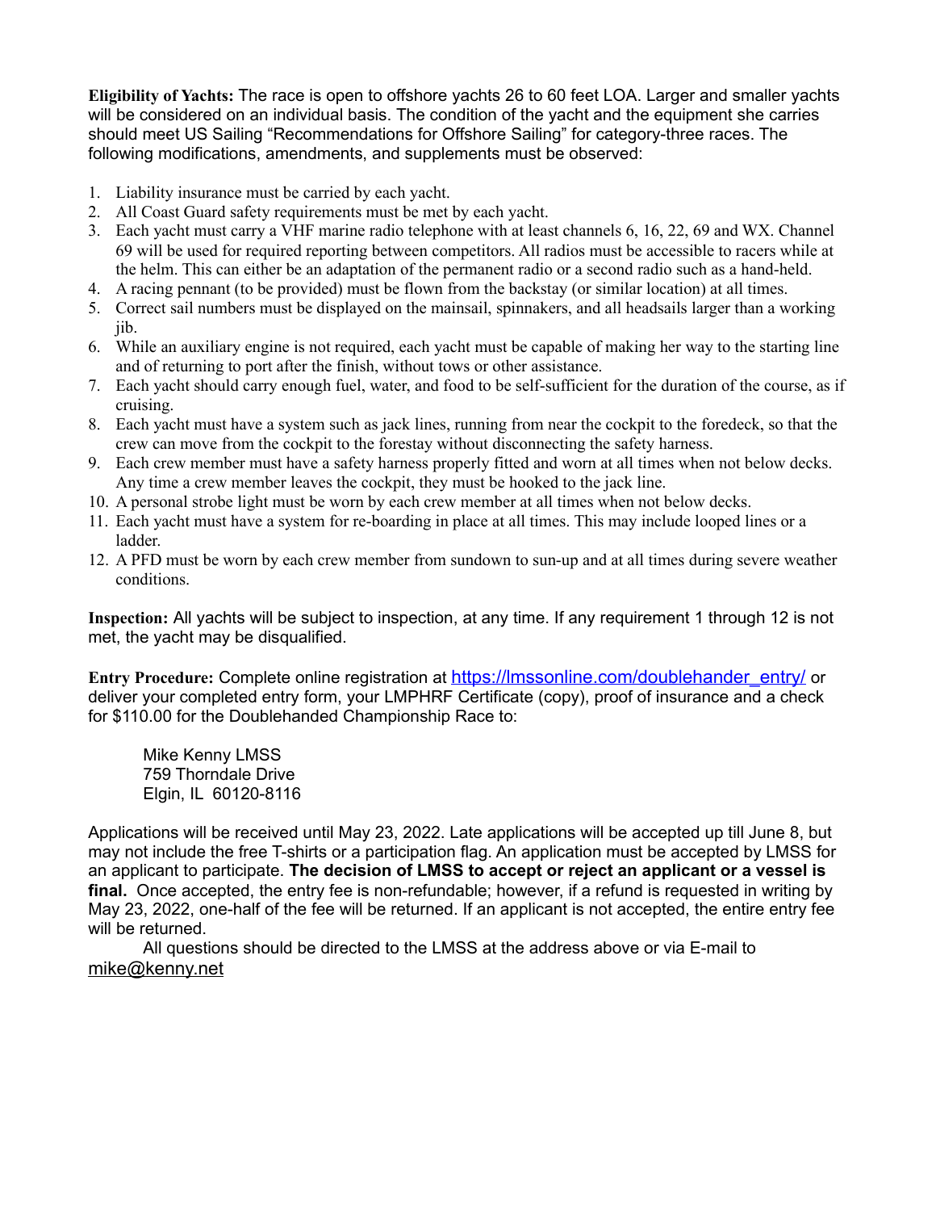**Eligibility of Yachts:** The race is open to offshore yachts 26 to 60 feet LOA. Larger and smaller yachts will be considered on an individual basis. The condition of the yacht and the equipment she carries should meet US Sailing "Recommendations for Offshore Sailing" for category-three races. The following modifications, amendments, and supplements must be observed:

1. Liability insurance must be carried by each yacht.
2. All Coast Guard safety requirements must be met by each yacht.
3. Each yacht must carry a VHF marine radio telephone with at least channels 6, 16, 22, 69 and WX. Channel 69 will be used for required reporting between competitors. All radios must be accessible to racers while at the helm. This can either be an adaptation of the permanent radio or a second radio such as a hand-held.
4. A racing pennant (to be provided) must be flown from the backstay (or similar location) at all times.
5. Correct sail numbers must be displayed on the mainsail, spinnakers, and all headsails larger than a working jib.
6. While an auxiliary engine is not required, each yacht must be capable of making her way to the starting line and of returning to port after the finish, without tows or other assistance.
7. Each yacht should carry enough fuel, water, and food to be self-sufficient for the duration of the course, as if cruising.
8. Each yacht must have a system such as jack lines, running from near the cockpit to the foredeck, so that the crew can move from the cockpit to the forestay without disconnecting the safety harness.
9. Each crew member must have a safety harness properly fitted and worn at all times when not below decks. Any time a crew member leaves the cockpit, they must be hooked to the jack line.
10. A personal strobe light must be worn by each crew member at all times when not below decks.
11. Each yacht must have a system for re-boarding in place at all times. This may include looped lines or a ladder.
12. A PFD must be worn by each crew member from sundown to sun-up and at all times during severe weather conditions.

**Inspection:** All yachts will be subject to inspection, at any time. If any requirement 1 through 12 is not met, the yacht may be disqualified.

**Entry Procedure:** Complete online registration at https://lmssonline.com/doublehander_entry/ or deliver your completed entry form, your LMPHRF Certificate (copy), proof of insurance and a check for $110.00 for the Doublehanded Championship Race to:

Mike Kenny LMSS
759 Thorndale Drive
Elgin, IL 60120-8116

Applications will be received until May 23, 2022. Late applications will be accepted up till June 8, but may not include the free T-shirts or a participation flag. An application must be accepted by LMSS for an applicant to participate. **The decision of LMSS to accept or reject an applicant or a vessel is final.** Once accepted, the entry fee is non-refundable; however, if a refund is requested in writing by May 23, 2022, one-half of the fee will be returned. If an applicant is not accepted, the entire entry fee will be returned.

All questions should be directed to the LMSS at the address above or via E-mail to mike@kenny.net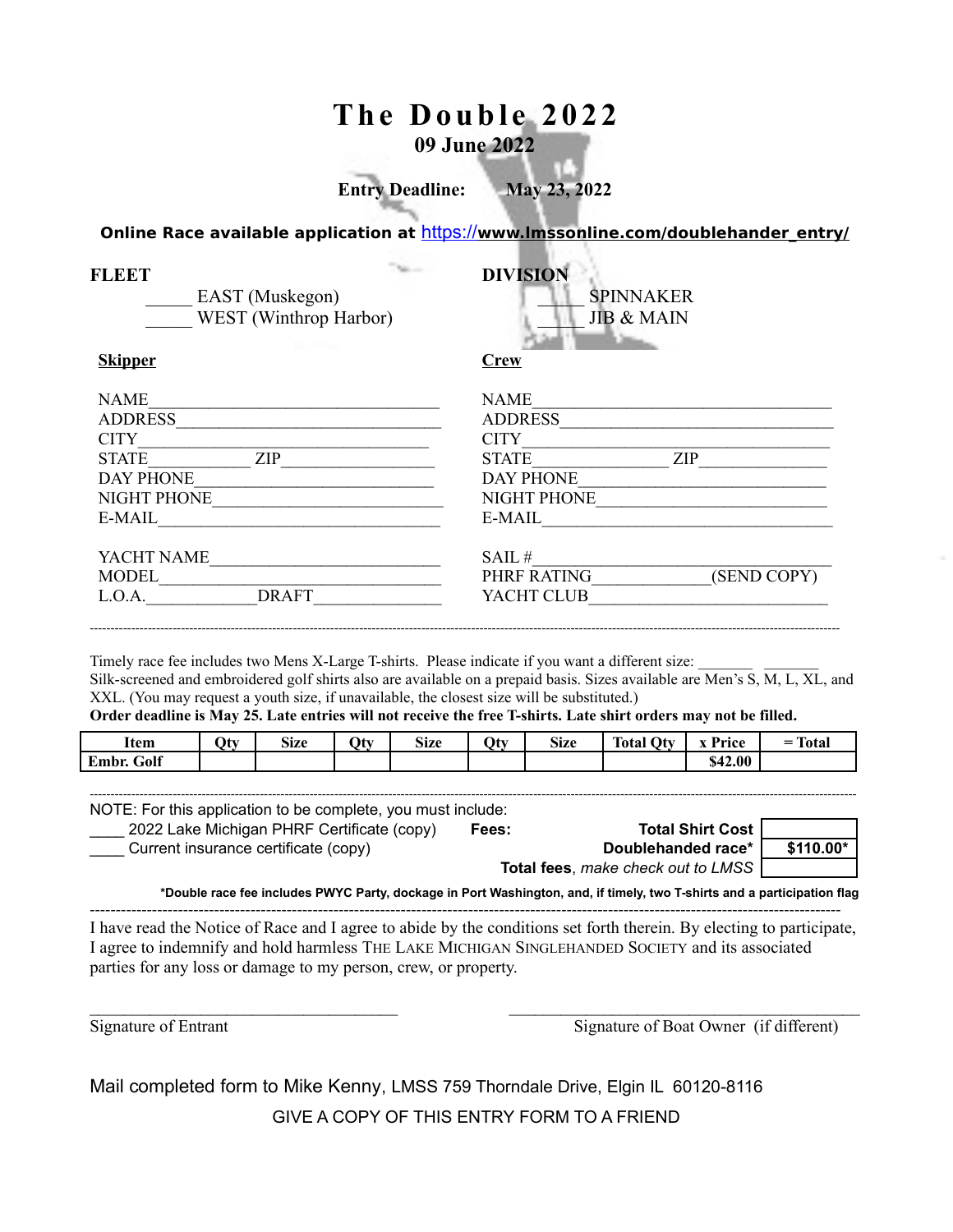# The Double 2022

**09 June 2022**

**Entry Deadline: May 23, 2022**

**Online Race available application at [https://www.lmssonline.com/doublehander_entry/](https://www.lmssonline.com/doublehander_entry/)**

**FLEET**

_____ EAST (Muskegon)
_____ WEST (Winthrop Harbor)

**DIVISION**

_____ SPINNAKER
_____ JIB & MAIN

**Skipper**

NAME_______________________________
ADDRESS____________________________
CITY_______________________________
STATE___________ ZIP_______________
DAY PHONE__________________________
NIGHT PHONE________________________
E-MAIL_____________________________

YACHT NAME_________________________
MODEL______________________________
L.O.A.___________ DRAFT____________

**Crew**

NAME_______________________________
ADDRESS____________________________
CITY_______________________________
STATE_____________ ZIP_____________
DAY PHONE__________________________
NIGHT PHONE________________________
E-MAIL_____________________________

SAIL #_____________________________
PHRF RATING____________(SEND COPY)
YACHT CLUB_________________________

---

Timely race fee includes two Mens X-Large T-shirts. Please indicate if you want a different size: _______ _______
Silk-screened and embroidered golf shirts also are available on a prepaid basis. Sizes available are Men's S, M, L, XL, and XXL. (You may request a youth size, if unavailable, the closest size will be substituted.)
**Order deadline is May 25. Late entries will not receive the free T-shirts. Late shirt orders may not be filled.**

| Item | Qty | Size | Qty | Size | Qty | Size | Total Qty | x Price | = Total |
|---|---|---|---|---|---|---|---|---|---|
| Embr. Golf | | | | | | | | $42.00 | |

---

NOTE: For this application to be complete, you must include:
____ 2022 Lake Michigan PHRF Certificate (copy)
____ Current insurance certificate (copy)

**Fees:**

| | |
|---|---|
| **Total Shirt Cost** | |
| **Doublehanded race*** | **$110.00*** |
| **Total fees**, *make check out to LMSS* | |

***Double race fee includes PWYC Party, dockage in Port Washington, and, if timely, two T-shirts and a participation flag**

---

I have read the Notice of Race and I agree to abide by the conditions set forth therein. By electing to participate, I agree to indemnify and hold harmless THE LAKE MICHIGAN SINGLEHANDED SOCIETY and its associated parties for any loss or damage to my person, crew, or property.

______________________________________
Signature of Entrant

______________________________________
Signature of Boat Owner (if different)

Mail completed form to Mike Kenny, LMSS 759 Thorndale Drive, Elgin IL 60120-8116

GIVE A COPY OF THIS ENTRY FORM TO A FRIEND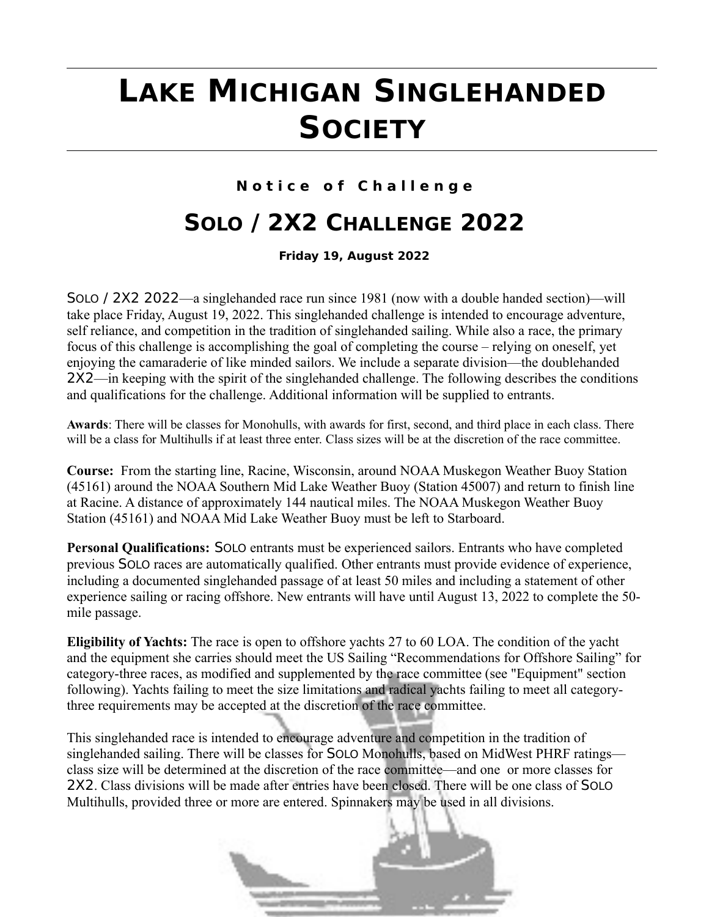# Lake Michigan Singlehanded Society

**Notice of Challenge**

## Solo / 2X2 Challenge 2022

**Friday 19, August 2022**

SOLO / 2X2 2022—a singlehanded race run since 1981 (now with a double handed section)—will take place Friday, August 19, 2022. This singlehanded challenge is intended to encourage adventure, self reliance, and competition in the tradition of singlehanded sailing. While also a race, the primary focus of this challenge is accomplishing the goal of completing the course – relying on oneself, yet enjoying the camaraderie of like minded sailors. We include a separate division—the doublehanded 2X2—in keeping with the spirit of the singlehanded challenge. The following describes the conditions and qualifications for the challenge. Additional information will be supplied to entrants.

**Awards**: There will be classes for Monohulls, with awards for first, second, and third place in each class. There will be a class for Multihulls if at least three enter. Class sizes will be at the discretion of the race committee.

**Course:** From the starting line, Racine, Wisconsin, around NOAA Muskegon Weather Buoy Station (45161) around the NOAA Southern Mid Lake Weather Buoy (Station 45007) and return to finish line at Racine. A distance of approximately 144 nautical miles. The NOAA Muskegon Weather Buoy Station (45161) and NOAA Mid Lake Weather Buoy must be left to Starboard.

**Personal Qualifications:** SOLO entrants must be experienced sailors. Entrants who have completed previous SOLO races are automatically qualified. Other entrants must provide evidence of experience, including a documented singlehanded passage of at least 50 miles and including a statement of other experience sailing or racing offshore. New entrants will have until August 13, 2022 to complete the 50-mile passage.

**Eligibility of Yachts:** The race is open to offshore yachts 27 to 60 LOA. The condition of the yacht and the equipment she carries should meet the US Sailing "Recommendations for Offshore Sailing" for category-three races, as modified and supplemented by the race committee (see "Equipment" section following). Yachts failing to meet the size limitations and radical yachts failing to meet all category-three requirements may be accepted at the discretion of the race committee.

This singlehanded race is intended to encourage adventure and competition in the tradition of singlehanded sailing. There will be classes for SOLO Monohulls, based on MidWest PHRF ratings—class size will be determined at the discretion of the race committee—and one or more classes for 2X2. Class divisions will be made after entries have been closed. There will be one class of SOLO Multihulls, provided three or more are entered. Spinnakers may be used in all divisions.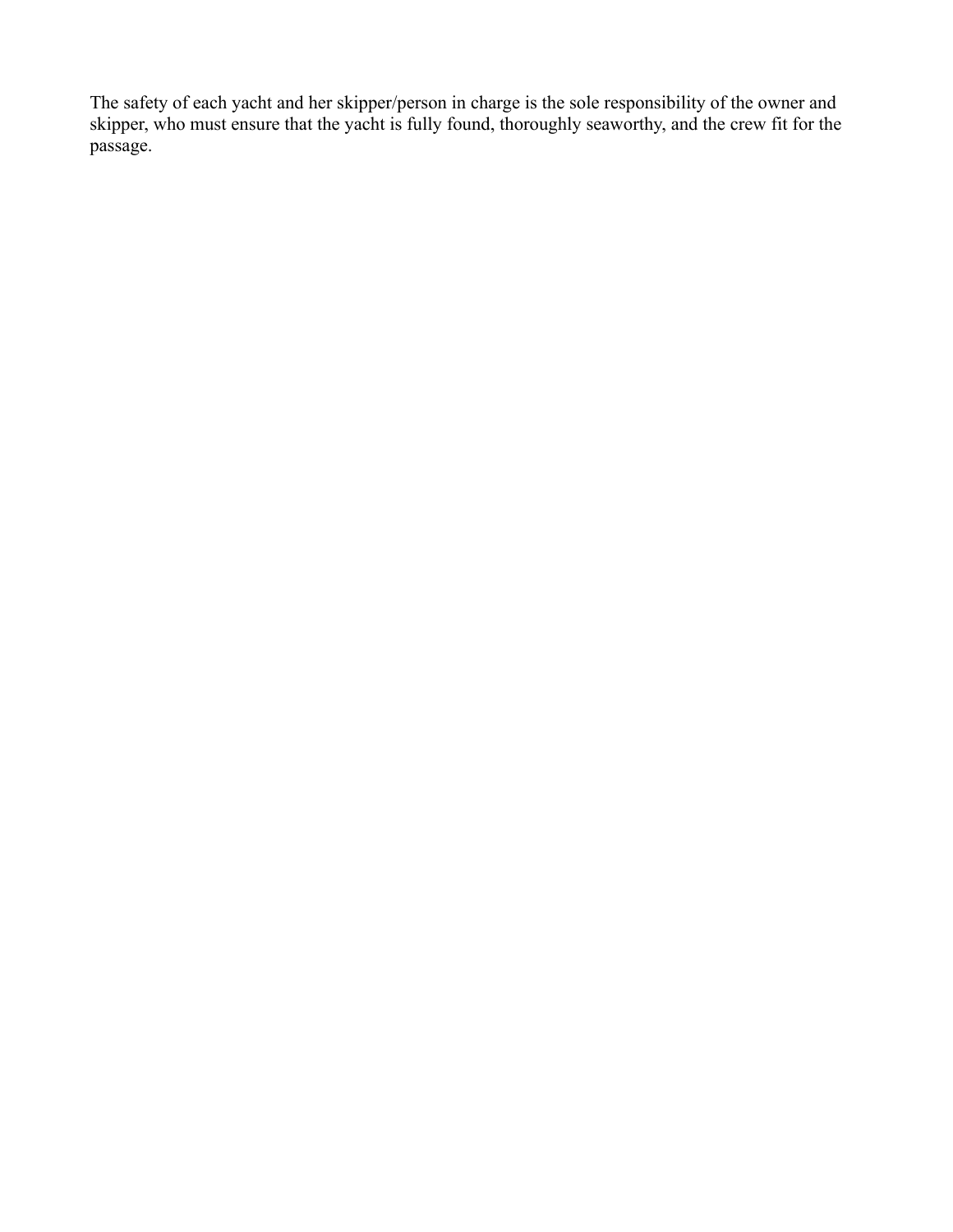The safety of each yacht and her skipper/person in charge is the sole responsibility of the owner and skipper, who must ensure that the yacht is fully found, thoroughly seaworthy, and the crew fit for the passage.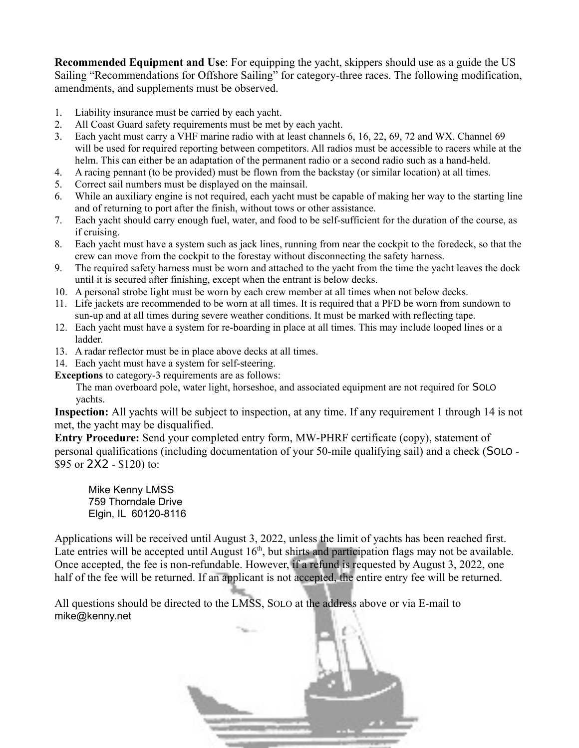**Recommended Equipment and Use**: For equipping the yacht, skippers should use as a guide the US Sailing "Recommendations for Offshore Sailing" for category-three races. The following modification, amendments, and supplements must be observed.

1. Liability insurance must be carried by each yacht.
2. All Coast Guard safety requirements must be met by each yacht.
3. Each yacht must carry a VHF marine radio with at least channels 6, 16, 22, 69, 72 and WX. Channel 69 will be used for required reporting between competitors. All radios must be accessible to racers while at the helm. This can either be an adaptation of the permanent radio or a second radio such as a hand-held.
4. A racing pennant (to be provided) must be flown from the backstay (or similar location) at all times.
5. Correct sail numbers must be displayed on the mainsail.
6. While an auxiliary engine is not required, each yacht must be capable of making her way to the starting line and of returning to port after the finish, without tows or other assistance.
7. Each yacht should carry enough fuel, water, and food to be self-sufficient for the duration of the course, as if cruising.
8. Each yacht must have a system such as jack lines, running from near the cockpit to the foredeck, so that the crew can move from the cockpit to the forestay without disconnecting the safety harness.
9. The required safety harness must be worn and attached to the yacht from the time the yacht leaves the dock until it is secured after finishing, except when the entrant is below decks.
10. A personal strobe light must be worn by each crew member at all times when not below decks.
11. Life jackets are recommended to be worn at all times. It is required that a PFD be worn from sundown to sun-up and at all times during severe weather conditions. It must be marked with reflecting tape.
12. Each yacht must have a system for re-boarding in place at all times. This may include looped lines or a ladder.
13. A radar reflector must be in place above decks at all times.
14. Each yacht must have a system for self-steering.

**Exceptions** to category-3 requirements are as follows:

The man overboard pole, water light, horseshoe, and associated equipment are not required for SOLO yachts.

**Inspection:** All yachts will be subject to inspection, at any time. If any requirement 1 through 14 is not met, the yacht may be disqualified.

**Entry Procedure:** Send your completed entry form, MW-PHRF certificate (copy), statement of personal qualifications (including documentation of your 50-mile qualifying sail) and a check (SOLO - $95 or 2X2 - $120) to:

Mike Kenny LMSS
759 Thorndale Drive
Elgin, IL 60120-8116

Applications will be received until August 3, 2022, unless the limit of yachts has been reached first. Late entries will be accepted until August 16th, but shirts and participation flags may not be available. Once accepted, the fee is non-refundable. However, if a refund is requested by August 3, 2022, one half of the fee will be returned. If an applicant is not accepted, the entire entry fee will be returned.

All questions should be directed to the LMSS, SOLO at the address above or via E-mail to mike@kenny.net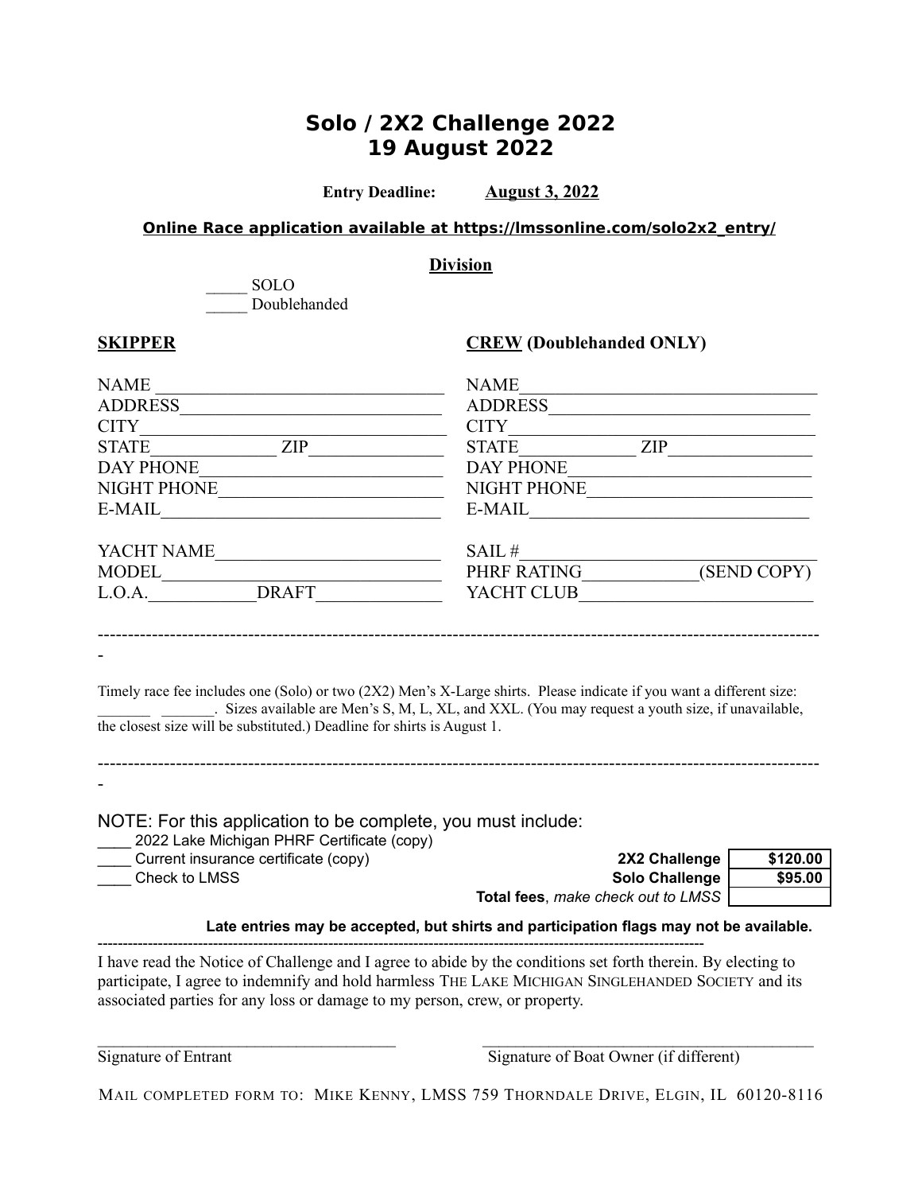# Solo / 2X2 Challenge 2022
# 19 August 2022

**Entry Deadline:** **August 3, 2022**

**Online Race application available at https://lmssonline.com/solo2x2_entry/**

**Division**

_____ SOLO
_____ Doublehanded

| **SKIPPER** | **CREW** (Doublehanded ONLY) |
|---|---|
| NAME ______________________________ | NAME ______________________________ |
| ADDRESS ___________________________ | ADDRESS ___________________________ |
| CITY ______________________________ | CITY ______________________________ |
| STATE ____________ ZIP ____________ | STATE ____________ ZIP ____________ |
| DAY PHONE _________________________ | DAY PHONE _________________________ |
| NIGHT PHONE _______________________ | NIGHT PHONE _______________________ |
| E-MAIL ____________________________ | E-MAIL ____________________________ |
| YACHT NAME ________________________ | SAIL # ____________________________ |
| MODEL _____________________________ | PHRF RATING ___________ (SEND COPY) |
| L.O.A. ___________ DRAFT ___________ | YACHT CLUB ________________________ |

---

Timely race fee includes one (Solo) or two (2X2) Men's X-Large shirts. Please indicate if you want a different size: _______ _______. Sizes available are Men's S, M, L, XL, and XXL. (You may request a youth size, if unavailable, the closest size will be substituted.) Deadline for shirts is August 1.

---

NOTE: For this application to be complete, you must include:

____ 2022 Lake Michigan PHRF Certificate (copy)
____ Current insurance certificate (copy)
____ Check to LMSS

| | |
|---|---|
| **2X2 Challenge** | **$120.00** |
| **Solo Challenge** | **$95.00** |
| **Total fees**, *make check out to LMSS* | |

**Late entries may be accepted, but shirts and participation flags may not be available.**

---

I have read the Notice of Challenge and I agree to abide by the conditions set forth therein. By electing to participate, I agree to indemnify and hold harmless THE LAKE MICHIGAN SINGLEHANDED SOCIETY and its associated parties for any loss or damage to my person, crew, or property.

____________________________________ ____________________________________
Signature of Entrant Signature of Boat Owner (if different)

MAIL COMPLETED FORM TO: MIKE KENNY, LMSS 759 THORNDALE DRIVE, ELGIN, IL 60120-8116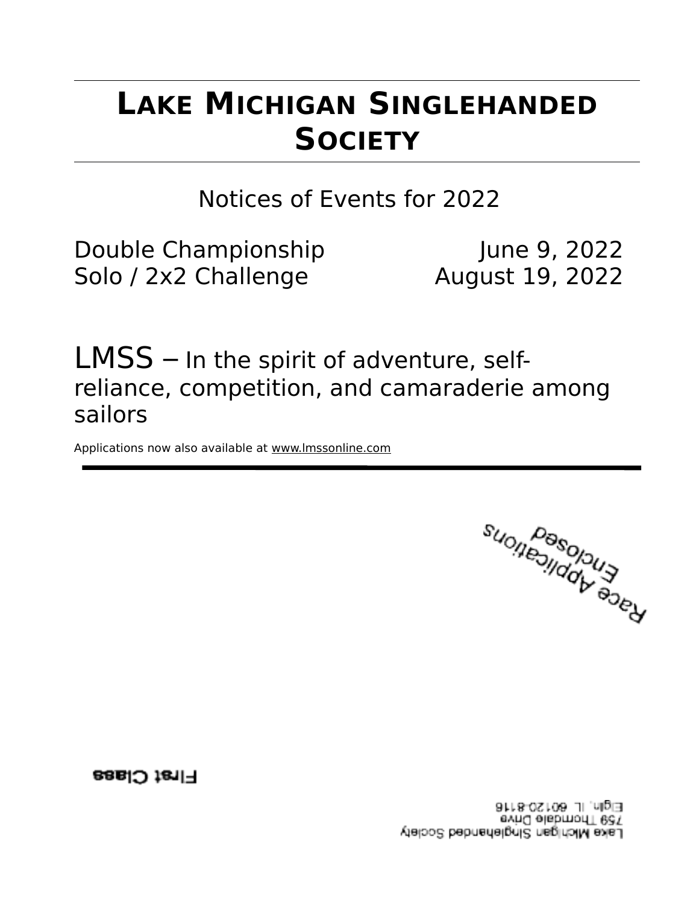# Lake Michigan Singlehanded Society

Notices of Events for 2022

Double Championship — June 9, 2022

Solo / 2x2 Challenge — August 19, 2022

LMSS – In the spirit of adventure, self-reliance, competition, and camaraderie among sailors

Applications now also available at www.lmssonline.com

Race Applications Enclosed

First Class

Lake Michigan Singlehanded Society
759 Thorndale Drive
Elgin, IL 60120-8116